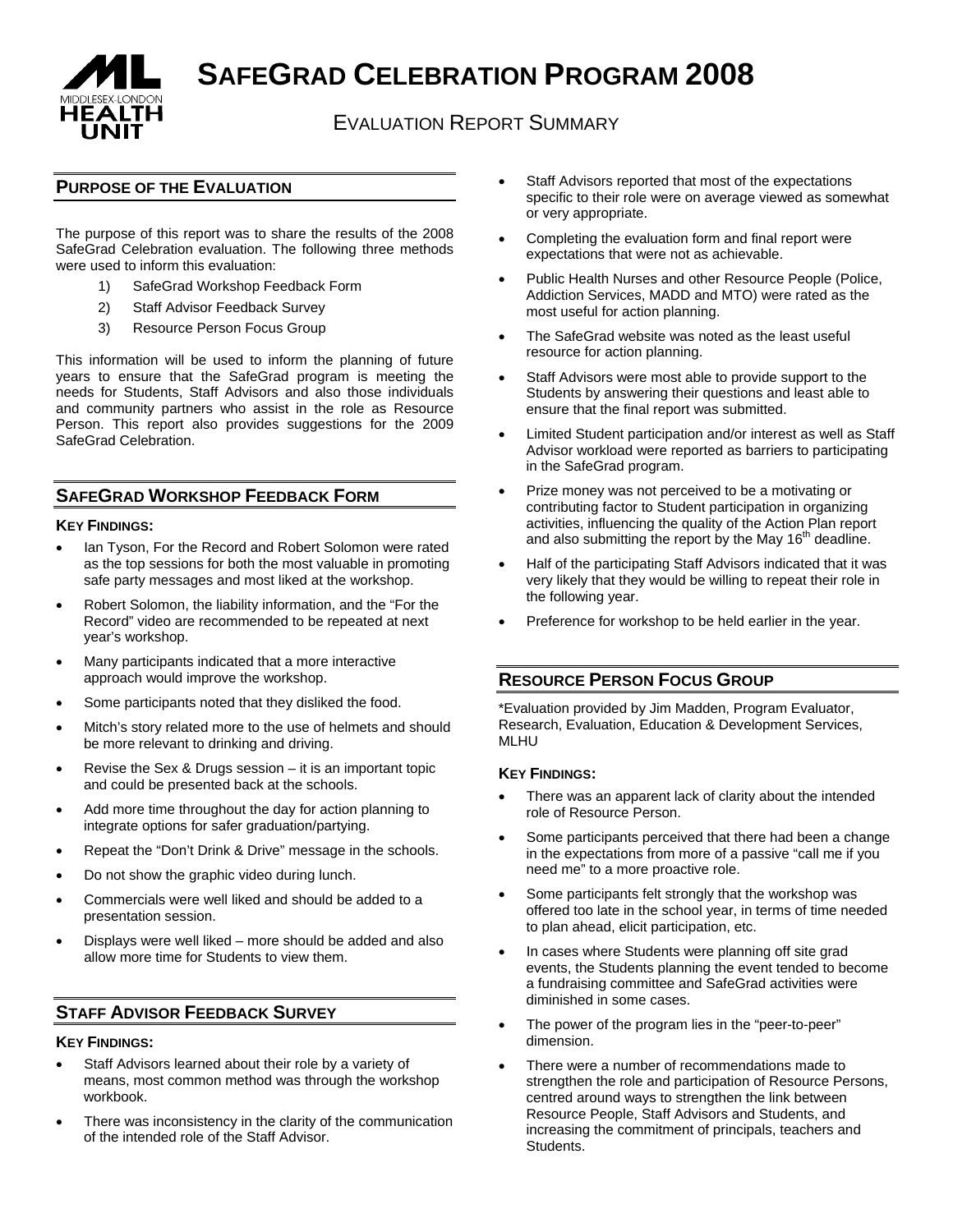# SAFEGRAD CELEBRATION PROGRAM 2008

## EVALUATION REPORT SUMMARY

## PURPOSE OF THE EVALUATION

The purpose of this report was to share the results of the 2008 SafeGrad Celebration evaluation. The following three methods were used to inform this evaluation:

1) SafeGrad Workshop Feedback Form
2) Staff Advisor Feedback Survey
3) Resource Person Focus Group

This information will be used to inform the planning of future years to ensure that the SafeGrad program is meeting the needs for Students, Staff Advisors and also those individuals and community partners who assist in the role as Resource Person. This report also provides suggestions for the 2009 SafeGrad Celebration.

## SAFEGRAD WORKSHOP FEEDBACK FORM

### KEY FINDINGS:

- Ian Tyson, For the Record and Robert Solomon were rated as the top sessions for both the most valuable in promoting safe party messages and most liked at the workshop.
- Robert Solomon, the liability information, and the "For the Record" video are recommended to be repeated at next year's workshop.
- Many participants indicated that a more interactive approach would improve the workshop.
- Some participants noted that they disliked the food.
- Mitch's story related more to the use of helmets and should be more relevant to drinking and driving.
- Revise the Sex & Drugs session – it is an important topic and could be presented back at the schools.
- Add more time throughout the day for action planning to integrate options for safer graduation/partying.
- Repeat the "Don't Drink & Drive" message in the schools.
- Do not show the graphic video during lunch.
- Commercials were well liked and should be added to a presentation session.
- Displays were well liked – more should be added and also allow more time for Students to view them.

## STAFF ADVISOR FEEDBACK SURVEY

### KEY FINDINGS:

- Staff Advisors learned about their role by a variety of means, most common method was through the workshop workbook.
- There was inconsistency in the clarity of the communication of the intended role of the Staff Advisor.
- Staff Advisors reported that most of the expectations specific to their role were on average viewed as somewhat or very appropriate.
- Completing the evaluation form and final report were expectations that were not as achievable.
- Public Health Nurses and other Resource People (Police, Addiction Services, MADD and MTO) were rated as the most useful for action planning.
- The SafeGrad website was noted as the least useful resource for action planning.
- Staff Advisors were most able to provide support to the Students by answering their questions and least able to ensure that the final report was submitted.
- Limited Student participation and/or interest as well as Staff Advisor workload were reported as barriers to participating in the SafeGrad program.
- Prize money was not perceived to be a motivating or contributing factor to Student participation in organizing activities, influencing the quality of the Action Plan report and also submitting the report by the May 16th deadline.
- Half of the participating Staff Advisors indicated that it was very likely that they would be willing to repeat their role in the following year.
- Preference for workshop to be held earlier in the year.

## RESOURCE PERSON FOCUS GROUP

*Evaluation provided by Jim Madden, Program Evaluator, Research, Evaluation, Education & Development Services, MLHU

### KEY FINDINGS:

- There was an apparent lack of clarity about the intended role of Resource Person.
- Some participants perceived that there had been a change in the expectations from more of a passive "call me if you need me" to a more proactive role.
- Some participants felt strongly that the workshop was offered too late in the school year, in terms of time needed to plan ahead, elicit participation, etc.
- In cases where Students were planning off site grad events, the Students planning the event tended to become a fundraising committee and SafeGrad activities were diminished in some cases.
- The power of the program lies in the "peer-to-peer" dimension.
- There were a number of recommendations made to strengthen the role and participation of Resource Persons, centred around ways to strengthen the link between Resource People, Staff Advisors and Students, and increasing the commitment of principals, teachers and Students.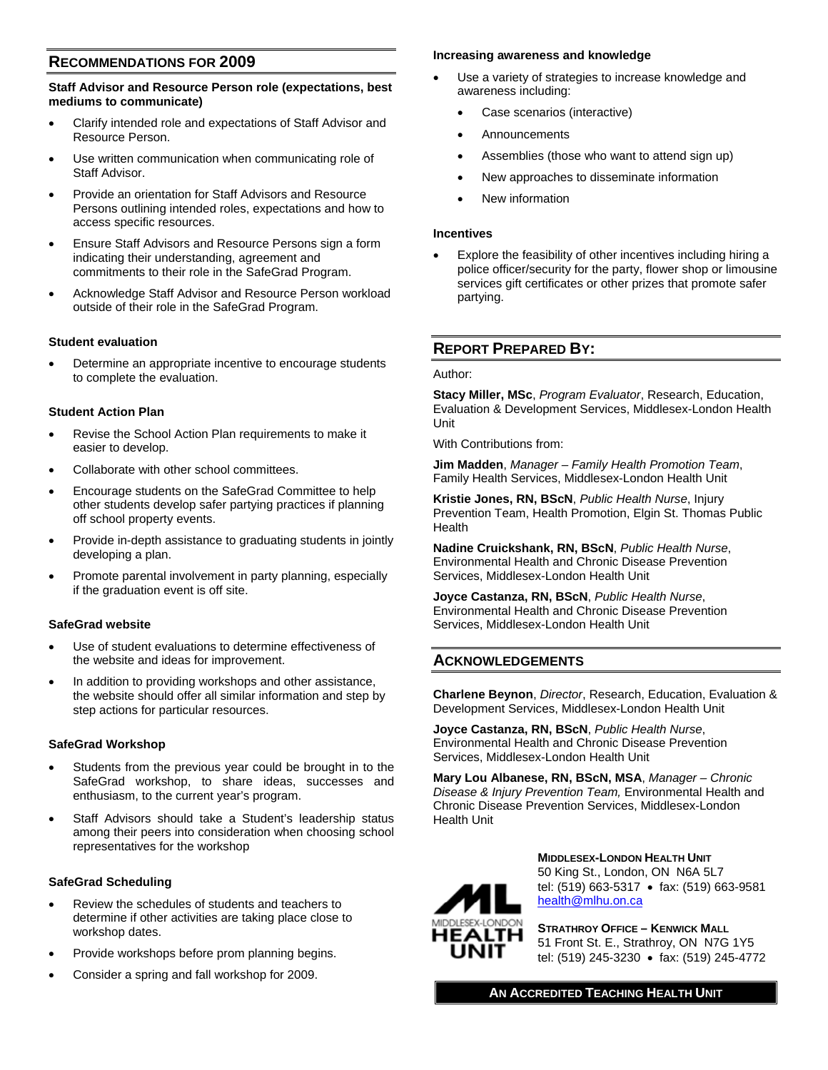## Recommendations for 2009

**Staff Advisor and Resource Person role (expectations, best mediums to communicate)**

- Clarify intended role and expectations of Staff Advisor and Resource Person.
- Use written communication when communicating role of Staff Advisor.
- Provide an orientation for Staff Advisors and Resource Persons outlining intended roles, expectations and how to access specific resources.
- Ensure Staff Advisors and Resource Persons sign a form indicating their understanding, agreement and commitments to their role in the SafeGrad Program.
- Acknowledge Staff Advisor and Resource Person workload outside of their role in the SafeGrad Program.

**Student evaluation**

- Determine an appropriate incentive to encourage students to complete the evaluation.

**Student Action Plan**

- Revise the School Action Plan requirements to make it easier to develop.
- Collaborate with other school committees.
- Encourage students on the SafeGrad Committee to help other students develop safer partying practices if planning off school property events.
- Provide in-depth assistance to graduating students in jointly developing a plan.
- Promote parental involvement in party planning, especially if the graduation event is off site.

**SafeGrad website**

- Use of student evaluations to determine effectiveness of the website and ideas for improvement.
- In addition to providing workshops and other assistance, the website should offer all similar information and step by step actions for particular resources.

**SafeGrad Workshop**

- Students from the previous year could be brought in to the SafeGrad workshop, to share ideas, successes and enthusiasm, to the current year's program.
- Staff Advisors should take a Student's leadership status among their peers into consideration when choosing school representatives for the workshop

**SafeGrad Scheduling**

- Review the schedules of students and teachers to determine if other activities are taking place close to workshop dates.
- Provide workshops before prom planning begins.
- Consider a spring and fall workshop for 2009.

**Increasing awareness and knowledge**

- Use a variety of strategies to increase knowledge and awareness including:
  - Case scenarios (interactive)
  - Announcements
  - Assemblies (those who want to attend sign up)
  - New approaches to disseminate information
  - New information

**Incentives**

- Explore the feasibility of other incentives including hiring a police officer/security for the party, flower shop or limousine services gift certificates or other prizes that promote safer partying.

## Report Prepared By:

Author:

**Stacy Miller, MSc**, *Program Evaluator*, Research, Education, Evaluation & Development Services, Middlesex-London Health Unit

With Contributions from:

**Jim Madden**, *Manager – Family Health Promotion Team*, Family Health Services, Middlesex-London Health Unit

**Kristie Jones, RN, BScN**, *Public Health Nurse*, Injury Prevention Team, Health Promotion, Elgin St. Thomas Public Health

**Nadine Cruickshank, RN, BScN**, *Public Health Nurse*, Environmental Health and Chronic Disease Prevention Services, Middlesex-London Health Unit

**Joyce Castanza, RN, BScN**, *Public Health Nurse*, Environmental Health and Chronic Disease Prevention Services, Middlesex-London Health Unit

## Acknowledgements

**Charlene Beynon**, *Director*, Research, Education, Evaluation & Development Services, Middlesex-London Health Unit

**Joyce Castanza, RN, BScN**, *Public Health Nurse*, Environmental Health and Chronic Disease Prevention Services, Middlesex-London Health Unit

**Mary Lou Albanese, RN, BScN, MSA**, *Manager – Chronic Disease & Injury Prevention Team,* Environmental Health and Chronic Disease Prevention Services, Middlesex-London Health Unit

**Middlesex-London Health Unit**
50 King St., London, ON N6A 5L7
tel: (519) 663-5317 • fax: (519) 663-9581
health@mlhu.on.ca

**Strathroy Office – Kenwick Mall**
51 Front St. E., Strathroy, ON N7G 1Y5
tel: (519) 245-3230 • fax: (519) 245-4772

**An Accredited Teaching Health Unit**